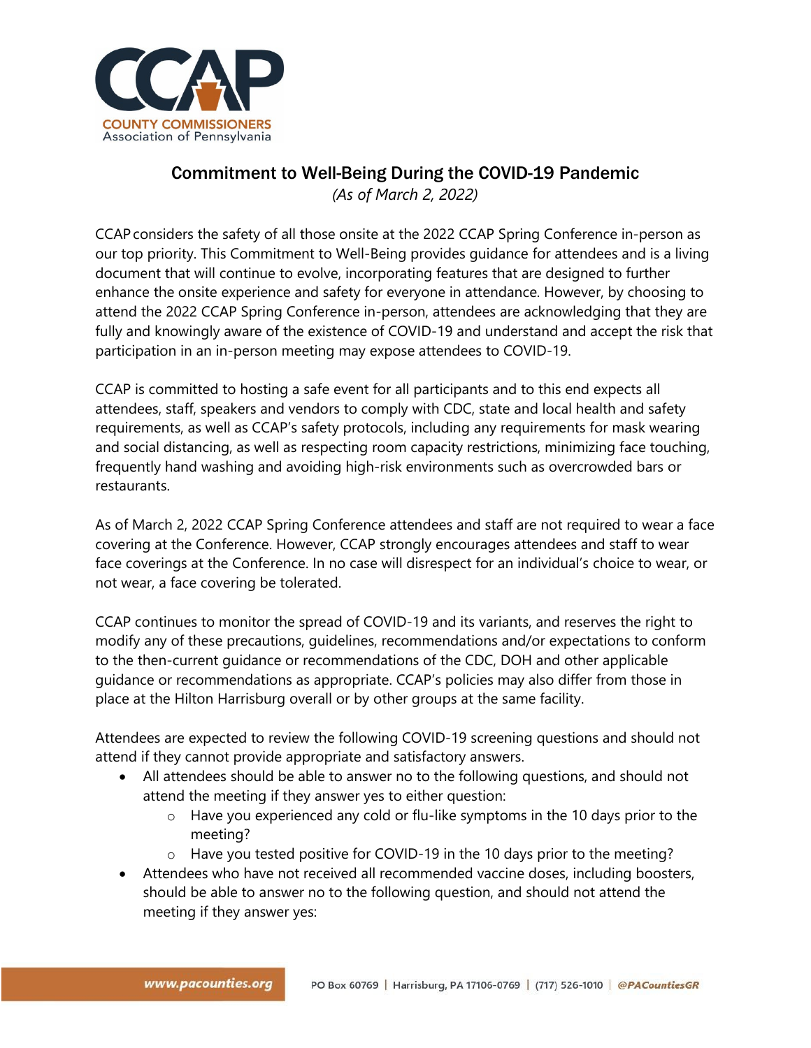CCAP

COUNTY COMMISSIONERS
Association of Pennsylvania

# Commitment to Well-Being During the COVID-19 Pandemic

*(As of March 2, 2022)*

CCAP considers the safety of all those onsite at the 2022 CCAP Spring Conference in-person as our top priority. This Commitment to Well-Being provides guidance for attendees and is a living document that will continue to evolve, incorporating features that are designed to further enhance the onsite experience and safety for everyone in attendance. However, by choosing to attend the 2022 CCAP Spring Conference in-person, attendees are acknowledging that they are fully and knowingly aware of the existence of COVID-19 and understand and accept the risk that participation in an in-person meeting may expose attendees to COVID-19.

CCAP is committed to hosting a safe event for all participants and to this end expects all attendees, staff, speakers and vendors to comply with CDC, state and local health and safety requirements, as well as CCAP's safety protocols, including any requirements for mask wearing and social distancing, as well as respecting room capacity restrictions, minimizing face touching, frequently hand washing and avoiding high-risk environments such as overcrowded bars or restaurants.

As of March 2, 2022 CCAP Spring Conference attendees and staff are not required to wear a face covering at the Conference. However, CCAP strongly encourages attendees and staff to wear face coverings at the Conference. In no case will disrespect for an individual's choice to wear, or not wear, a face covering be tolerated.

CCAP continues to monitor the spread of COVID-19 and its variants, and reserves the right to modify any of these precautions, guidelines, recommendations and/or expectations to conform to the then-current guidance or recommendations of the CDC, DOH and other applicable guidance or recommendations as appropriate. CCAP's policies may also differ from those in place at the Hilton Harrisburg overall or by other groups at the same facility.

Attendees are expected to review the following COVID-19 screening questions and should not attend if they cannot provide appropriate and satisfactory answers.

- All attendees should be able to answer no to the following questions, and should not attend the meeting if they answer yes to either question:
  - Have you experienced any cold or flu-like symptoms in the 10 days prior to the meeting?
  - Have you tested positive for COVID-19 in the 10 days prior to the meeting?
- Attendees who have not received all recommended vaccine doses, including boosters, should be able to answer no to the following question, and should not attend the meeting if they answer yes:

www.pacounties.org | PO Box 60769 | Harrisburg, PA 17106-0769 | (717) 526-1010 | @PACountiesGR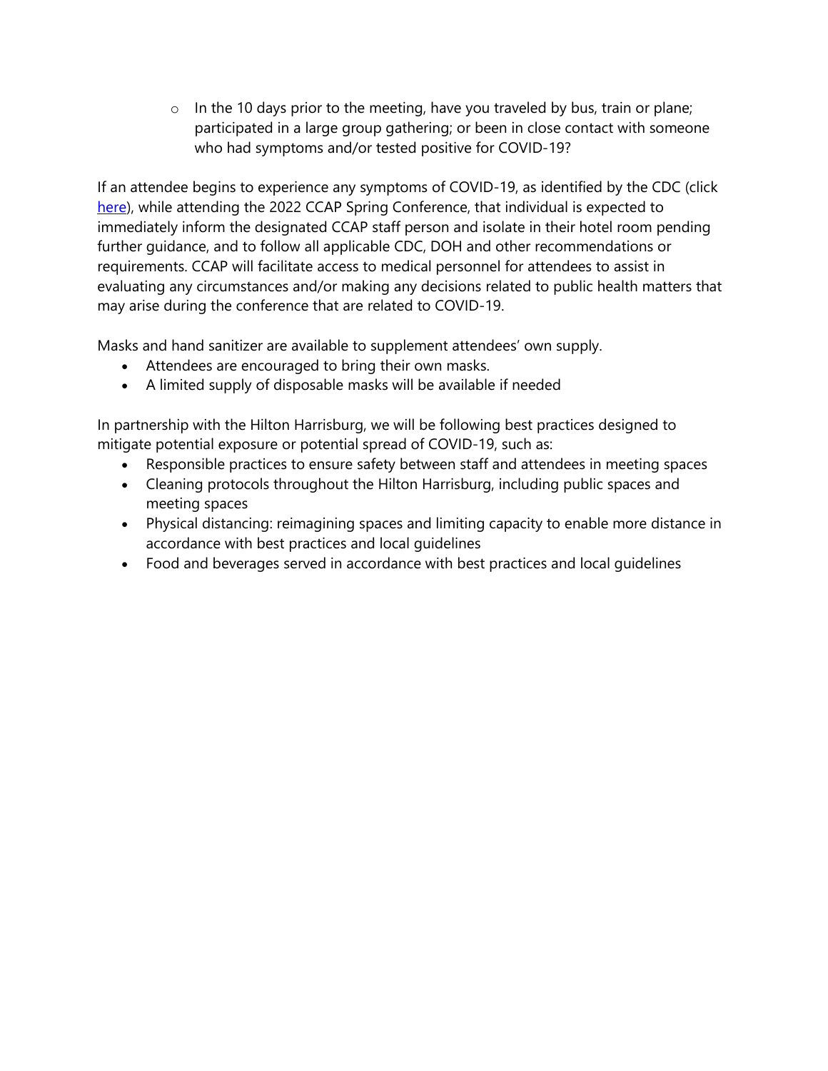- In the 10 days prior to the meeting, have you traveled by bus, train or plane; participated in a large group gathering; or been in close contact with someone who had symptoms and/or tested positive for COVID-19?

If an attendee begins to experience any symptoms of COVID-19, as identified by the CDC (click [here]), while attending the 2022 CCAP Spring Conference, that individual is expected to immediately inform the designated CCAP staff person and isolate in their hotel room pending further guidance, and to follow all applicable CDC, DOH and other recommendations or requirements. CCAP will facilitate access to medical personnel for attendees to assist in evaluating any circumstances and/or making any decisions related to public health matters that may arise during the conference that are related to COVID-19.

Masks and hand sanitizer are available to supplement attendees' own supply.

- Attendees are encouraged to bring their own masks.
- A limited supply of disposable masks will be available if needed

In partnership with the Hilton Harrisburg, we will be following best practices designed to mitigate potential exposure or potential spread of COVID-19, such as:

- Responsible practices to ensure safety between staff and attendees in meeting spaces
- Cleaning protocols throughout the Hilton Harrisburg, including public spaces and meeting spaces
- Physical distancing: reimagining spaces and limiting capacity to enable more distance in accordance with best practices and local guidelines
- Food and beverages served in accordance with best practices and local guidelines